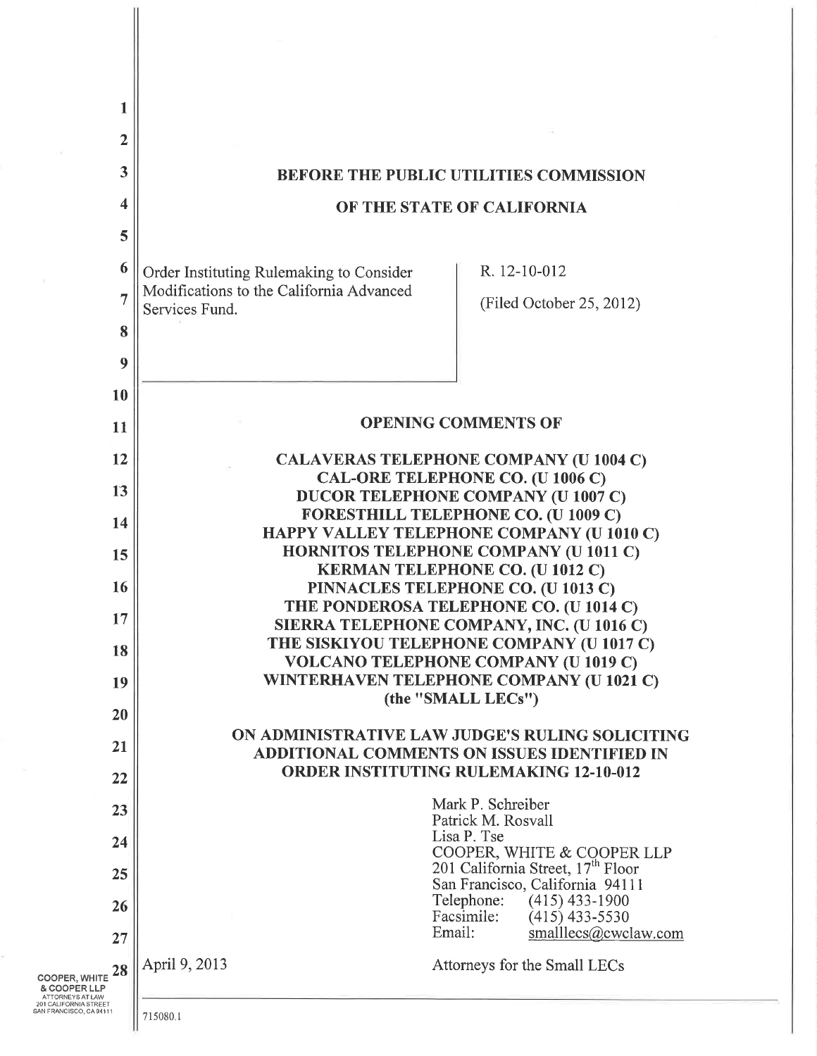# BEFORE THE PUBLIC UTILITIES COMMISSION

# OF THE STATE OF CALIFORNIA

| | |
|---|---|
| Order Instituting Rulemaking to Consider Modifications to the California Advanced Services Fund. | R. 12-10-012<br><br>(Filed October 25, 2012) |

## OPENING COMMENTS OF

**CALAVERAS TELEPHONE COMPANY (U 1004 C)**
**CAL-ORE TELEPHONE CO. (U 1006 C)**
**DUCOR TELEPHONE COMPANY (U 1007 C)**
**FORESTHILL TELEPHONE CO. (U 1009 C)**
**HAPPY VALLEY TELEPHONE COMPANY (U 1010 C)**
**HORNITOS TELEPHONE COMPANY (U 1011 C)**
**KERMAN TELEPHONE CO. (U 1012 C)**
**PINNACLES TELEPHONE CO. (U 1013 C)**
**THE PONDEROSA TELEPHONE CO. (U 1014 C)**
**SIERRA TELEPHONE COMPANY, INC. (U 1016 C)**
**THE SISKIYOU TELEPHONE COMPANY (U 1017 C)**
**VOLCANO TELEPHONE COMPANY (U 1019 C)**
**WINTERHAVEN TELEPHONE COMPANY (U 1021 C)**
**(the "SMALL LECs")**

## ON ADMINISTRATIVE LAW JUDGE'S RULING SOLICITING ADDITIONAL COMMENTS ON ISSUES IDENTIFIED IN ORDER INSTITUTING RULEMAKING 12-10-012

Mark P. Schreiber
Patrick M. Rosvall
Lisa P. Tse
COOPER, WHITE & COOPER LLP
201 California Street, 17th Floor
San Francisco, California 94111
Telephone: (415) 433-1900
Facsimile: (415) 433-5530
Email: smalllecs@cwclaw.com

April 9, 2013

Attorneys for the Small LECs

715080.1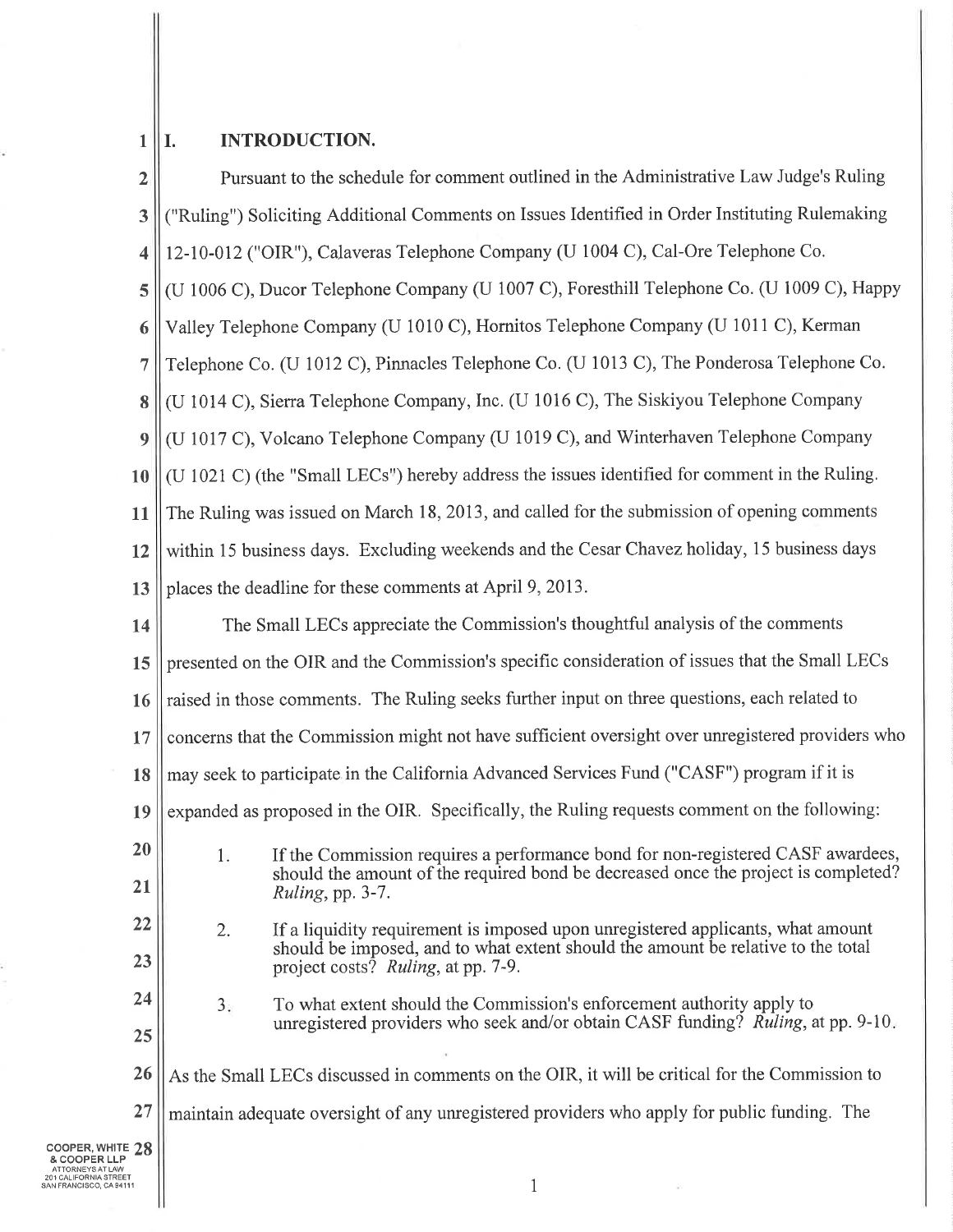## I. INTRODUCTION.

Pursuant to the schedule for comment outlined in the Administrative Law Judge's Ruling ("Ruling") Soliciting Additional Comments on Issues Identified in Order Instituting Rulemaking 12-10-012 ("OIR"), Calaveras Telephone Company (U 1004 C), Cal-Ore Telephone Co. (U 1006 C), Ducor Telephone Company (U 1007 C), Foresthill Telephone Co. (U 1009 C), Happy Valley Telephone Company (U 1010 C), Hornitos Telephone Company (U 1011 C), Kerman Telephone Co. (U 1012 C), Pinnacles Telephone Co. (U 1013 C), The Ponderosa Telephone Co. (U 1014 C), Sierra Telephone Company, Inc. (U 1016 C), The Siskiyou Telephone Company (U 1017 C), Volcano Telephone Company (U 1019 C), and Winterhaven Telephone Company (U 1021 C) (the "Small LECs") hereby address the issues identified for comment in the Ruling. The Ruling was issued on March 18, 2013, and called for the submission of opening comments within 15 business days. Excluding weekends and the Cesar Chavez holiday, 15 business days places the deadline for these comments at April 9, 2013.

The Small LECs appreciate the Commission's thoughtful analysis of the comments presented on the OIR and the Commission's specific consideration of issues that the Small LECs raised in those comments. The Ruling seeks further input on three questions, each related to concerns that the Commission might not have sufficient oversight over unregistered providers who may seek to participate in the California Advanced Services Fund ("CASF") program if it is expanded as proposed in the OIR. Specifically, the Ruling requests comment on the following:

1. If the Commission requires a performance bond for non-registered CASF awardees, should the amount of the required bond be decreased once the project is completed? *Ruling*, pp. 3-7.
2. If a liquidity requirement is imposed upon unregistered applicants, what amount should be imposed, and to what extent should the amount be relative to the total project costs? *Ruling*, at pp. 7-9.
3. To what extent should the Commission's enforcement authority apply to unregistered providers who seek and/or obtain CASF funding? *Ruling*, at pp. 9-10.

As the Small LECs discussed in comments on the OIR, it will be critical for the Commission to maintain adequate oversight of any unregistered providers who apply for public funding. The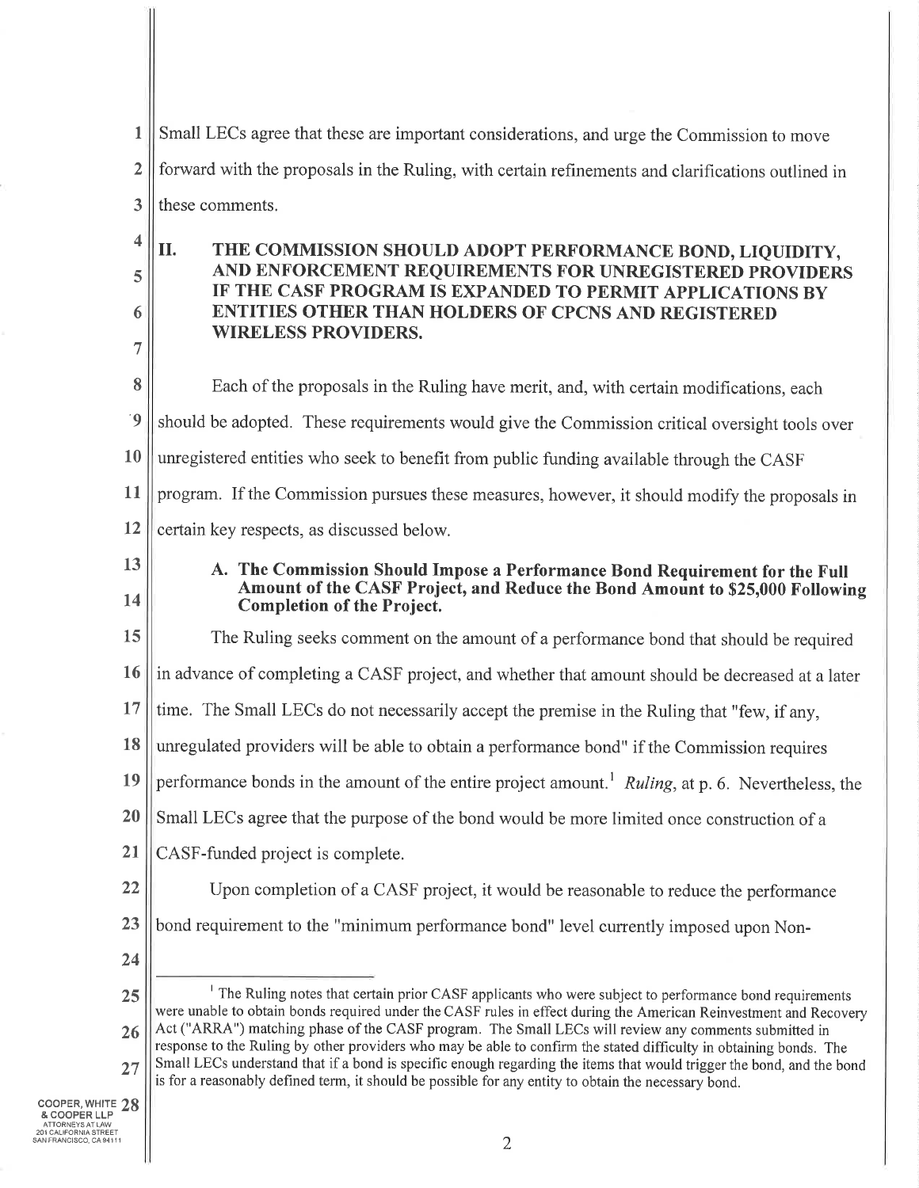Small LECs agree that these are important considerations, and urge the Commission to move forward with the proposals in the Ruling, with certain refinements and clarifications outlined in these comments.

## II. THE COMMISSION SHOULD ADOPT PERFORMANCE BOND, LIQUIDITY, AND ENFORCEMENT REQUIREMENTS FOR UNREGISTERED PROVIDERS IF THE CASF PROGRAM IS EXPANDED TO PERMIT APPLICATIONS BY ENTITIES OTHER THAN HOLDERS OF CPCNS AND REGISTERED WIRELESS PROVIDERS.

Each of the proposals in the Ruling have merit, and, with certain modifications, each should be adopted. These requirements would give the Commission critical oversight tools over unregistered entities who seek to benefit from public funding available through the CASF program. If the Commission pursues these measures, however, it should modify the proposals in certain key respects, as discussed below.

### A. The Commission Should Impose a Performance Bond Requirement for the Full Amount of the CASF Project, and Reduce the Bond Amount to $25,000 Following Completion of the Project.

The Ruling seeks comment on the amount of a performance bond that should be required in advance of completing a CASF project, and whether that amount should be decreased at a later time. The Small LECs do not necessarily accept the premise in the Ruling that "few, if any, unregulated providers will be able to obtain a performance bond" if the Commission requires performance bonds in the amount of the entire project amount.[1] *Ruling*, at p. 6. Nevertheless, the Small LECs agree that the purpose of the bond would be more limited once construction of a CASF-funded project is complete.

Upon completion of a CASF project, it would be reasonable to reduce the performance bond requirement to the "minimum performance bond" level currently imposed upon Non-

---

[1] The Ruling notes that certain prior CASF applicants who were subject to performance bond requirements were unable to obtain bonds required under the CASF rules in effect during the American Reinvestment and Recovery Act ("ARRA") matching phase of the CASF program. The Small LECs will review any comments submitted in response to the Ruling by other providers who may be able to confirm the stated difficulty in obtaining bonds. The Small LECs understand that if a bond is specific enough regarding the items that would trigger the bond, and the bond is for a reasonably defined term, it should be possible for any entity to obtain the necessary bond.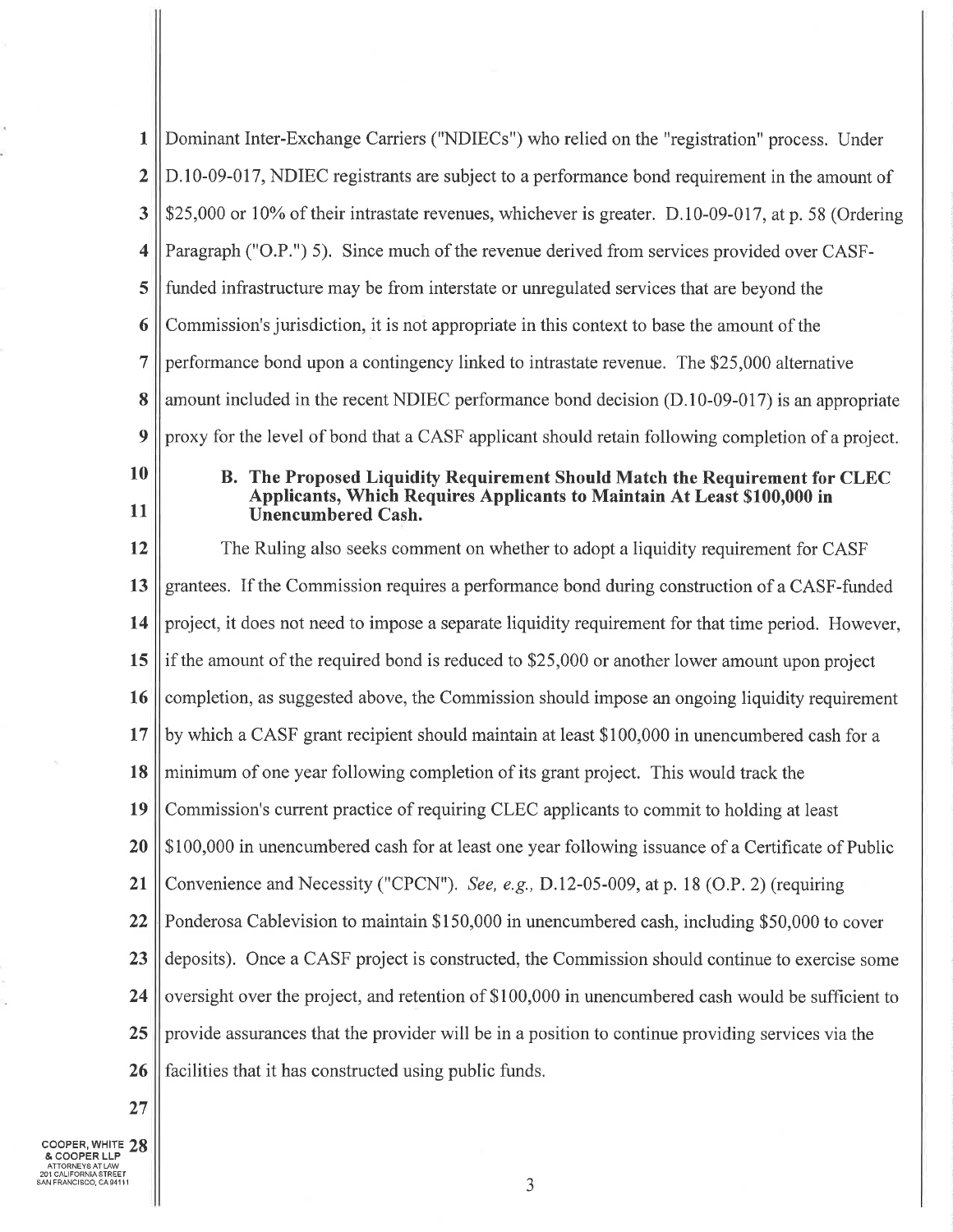Dominant Inter-Exchange Carriers ("NDIECs") who relied on the "registration" process. Under D.10-09-017, NDIEC registrants are subject to a performance bond requirement in the amount of $25,000 or 10% of their intrastate revenues, whichever is greater. D.10-09-017, at p. 58 (Ordering Paragraph ("O.P.") 5). Since much of the revenue derived from services provided over CASF-funded infrastructure may be from interstate or unregulated services that are beyond the Commission's jurisdiction, it is not appropriate in this context to base the amount of the performance bond upon a contingency linked to intrastate revenue. The $25,000 alternative amount included in the recent NDIEC performance bond decision (D.10-09-017) is an appropriate proxy for the level of bond that a CASF applicant should retain following completion of a project.

### B. The Proposed Liquidity Requirement Should Match the Requirement for CLEC Applicants, Which Requires Applicants to Maintain At Least $100,000 in Unencumbered Cash.

The Ruling also seeks comment on whether to adopt a liquidity requirement for CASF grantees. If the Commission requires a performance bond during construction of a CASF-funded project, it does not need to impose a separate liquidity requirement for that time period. However, if the amount of the required bond is reduced to $25,000 or another lower amount upon project completion, as suggested above, the Commission should impose an ongoing liquidity requirement by which a CASF grant recipient should maintain at least $100,000 in unencumbered cash for a minimum of one year following completion of its grant project. This would track the Commission's current practice of requiring CLEC applicants to commit to holding at least $100,000 in unencumbered cash for at least one year following issuance of a Certificate of Public Convenience and Necessity ("CPCN"). *See, e.g.,* D.12-05-009, at p. 18 (O.P. 2) (requiring Ponderosa Cablevision to maintain $150,000 in unencumbered cash, including $50,000 to cover deposits). Once a CASF project is constructed, the Commission should continue to exercise some oversight over the project, and retention of $100,000 in unencumbered cash would be sufficient to provide assurances that the provider will be in a position to continue providing services via the facilities that it has constructed using public funds.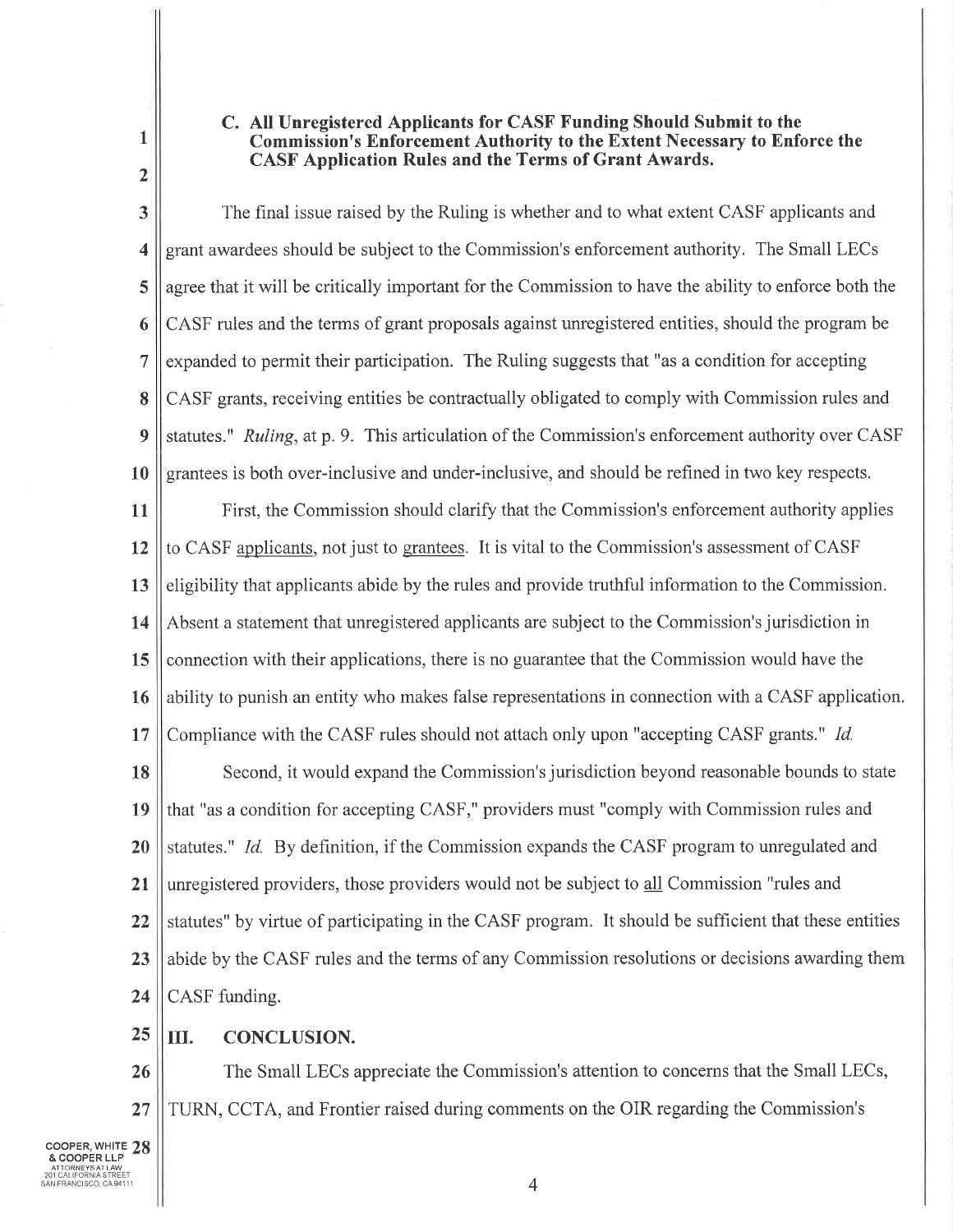### C. All Unregistered Applicants for CASF Funding Should Submit to the Commission's Enforcement Authority to the Extent Necessary to Enforce the CASF Application Rules and the Terms of Grant Awards.

The final issue raised by the Ruling is whether and to what extent CASF applicants and grant awardees should be subject to the Commission's enforcement authority. The Small LECs agree that it will be critically important for the Commission to have the ability to enforce both the CASF rules and the terms of grant proposals against unregistered entities, should the program be expanded to permit their participation. The Ruling suggests that "as a condition for accepting CASF grants, receiving entities be contractually obligated to comply with Commission rules and statutes." *Ruling*, at p. 9. This articulation of the Commission's enforcement authority over CASF grantees is both over-inclusive and under-inclusive, and should be refined in two key respects.

First, the Commission should clarify that the Commission's enforcement authority applies to CASF applicants, not just to grantees. It is vital to the Commission's assessment of CASF eligibility that applicants abide by the rules and provide truthful information to the Commission. Absent a statement that unregistered applicants are subject to the Commission's jurisdiction in connection with their applications, there is no guarantee that the Commission would have the ability to punish an entity who makes false representations in connection with a CASF application. Compliance with the CASF rules should not attach only upon "accepting CASF grants." *Id.*

Second, it would expand the Commission's jurisdiction beyond reasonable bounds to state that "as a condition for accepting CASF," providers must "comply with Commission rules and statutes." *Id.* By definition, if the Commission expands the CASF program to unregulated and unregistered providers, those providers would not be subject to all Commission "rules and statutes" by virtue of participating in the CASF program. It should be sufficient that these entities abide by the CASF rules and the terms of any Commission resolutions or decisions awarding them CASF funding.

## III. CONCLUSION.

The Small LECs appreciate the Commission's attention to concerns that the Small LECs, TURN, CCTA, and Frontier raised during comments on the OIR regarding the Commission's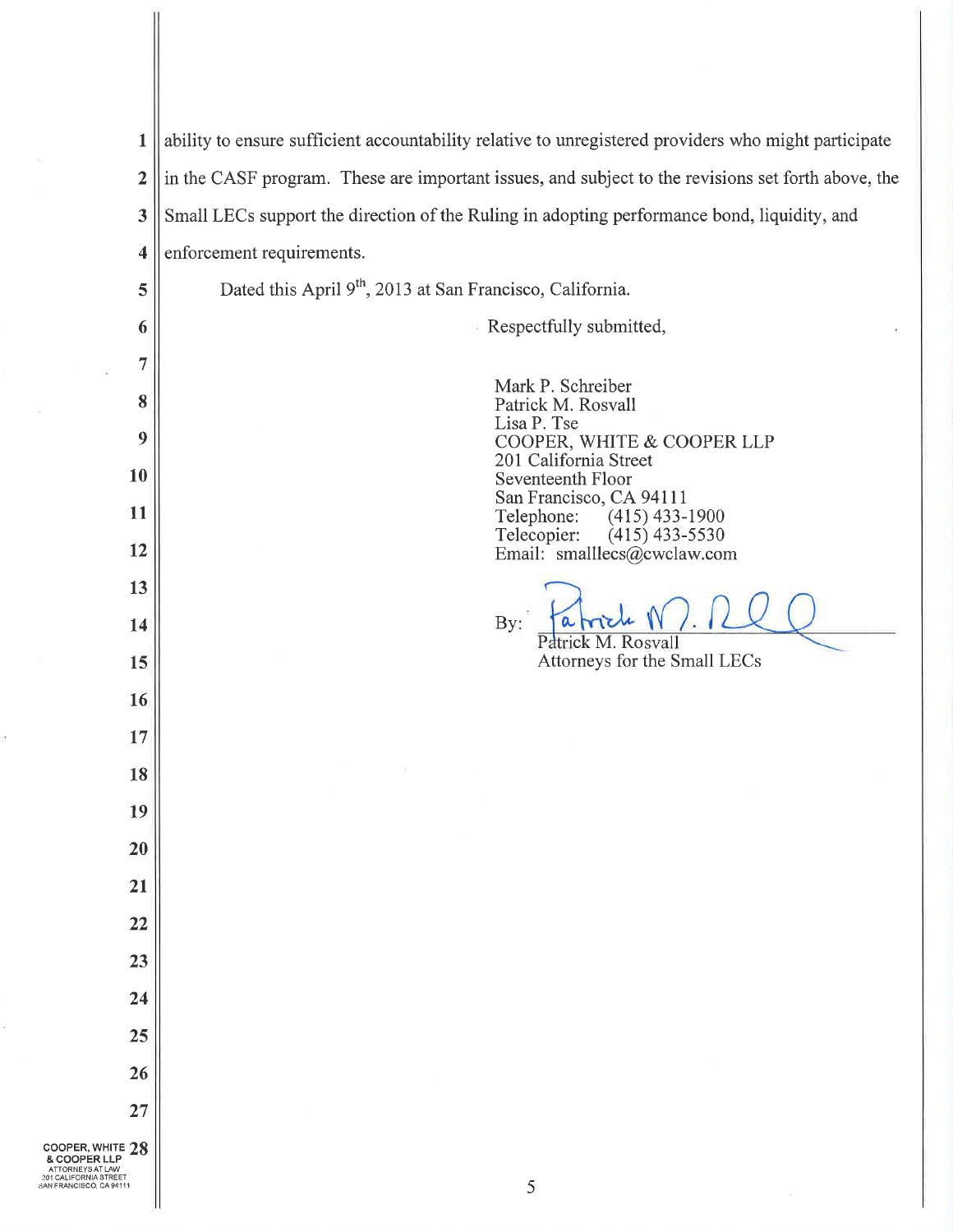ability to ensure sufficient accountability relative to unregistered providers who might participate in the CASF program. These are important issues, and subject to the revisions set forth above, the Small LECs support the direction of the Ruling in adopting performance bond, liquidity, and enforcement requirements.

Dated this April 9th, 2013 at San Francisco, California.

Respectfully submitted,

Mark P. Schreiber
Patrick M. Rosvall
Lisa P. Tse
COOPER, WHITE & COOPER LLP
201 California Street
Seventeenth Floor
San Francisco, CA 94111
Telephone: (415) 433-1900
Telecopier: (415) 433-5530
Email: smalllecs@cwclaw.com

By: Patrick M. Rosvall
Patrick M. Rosvall
Attorneys for the Small LECs